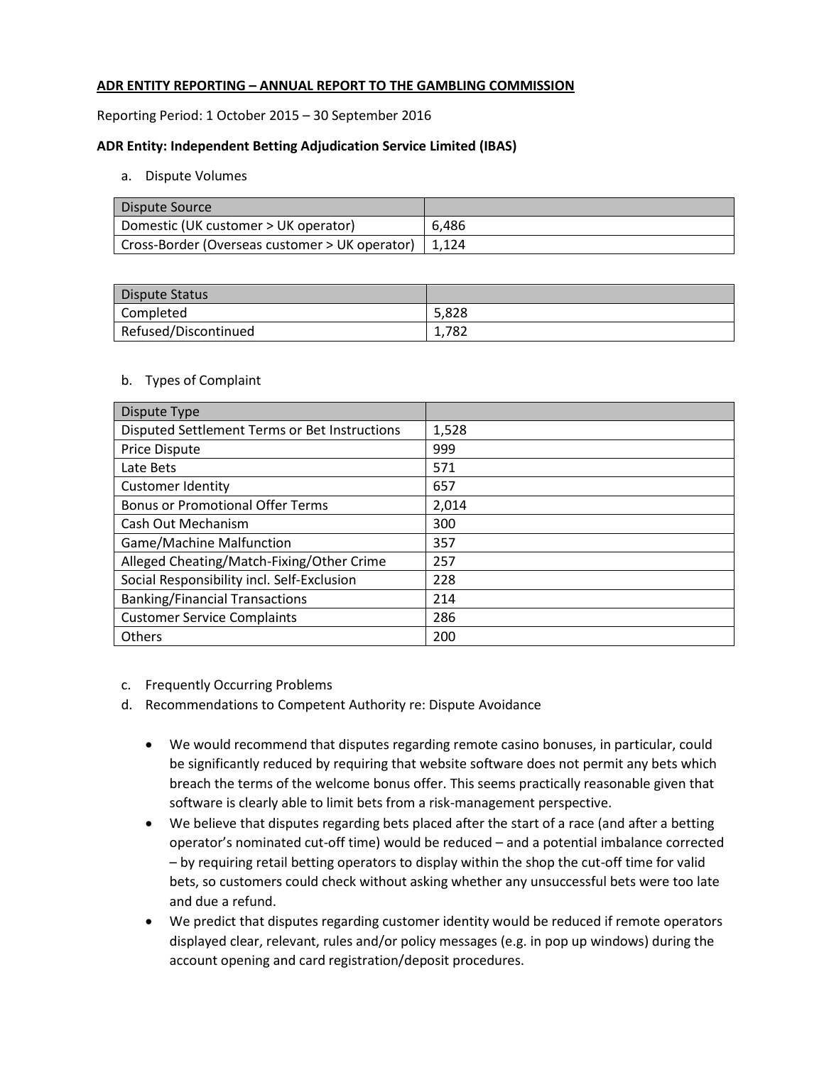**ADR ENTITY REPORTING – ANNUAL REPORT TO THE GAMBLING COMMISSION**

Reporting Period: 1 October 2015 – 30 September 2016

**ADR Entity: Independent Betting Adjudication Service Limited (IBAS)**

a. Dispute Volumes

| Dispute Source | |
|---|---|
| Domestic (UK customer > UK operator) | 6,486 |
| Cross-Border (Overseas customer > UK operator) | 1,124 |

| Dispute Status | |
|---|---|
| Completed | 5,828 |
| Refused/Discontinued | 1,782 |

b. Types of Complaint

| Dispute Type | |
|---|---|
| Disputed Settlement Terms or Bet Instructions | 1,528 |
| Price Dispute | 999 |
| Late Bets | 571 |
| Customer Identity | 657 |
| Bonus or Promotional Offer Terms | 2,014 |
| Cash Out Mechanism | 300 |
| Game/Machine Malfunction | 357 |
| Alleged Cheating/Match-Fixing/Other Crime | 257 |
| Social Responsibility incl. Self-Exclusion | 228 |
| Banking/Financial Transactions | 214 |
| Customer Service Complaints | 286 |
| Others | 200 |

c. Frequently Occurring Problems

d. Recommendations to Competent Authority re: Dispute Avoidance

- We would recommend that disputes regarding remote casino bonuses, in particular, could be significantly reduced by requiring that website software does not permit any bets which breach the terms of the welcome bonus offer. This seems practically reasonable given that software is clearly able to limit bets from a risk-management perspective.
- We believe that disputes regarding bets placed after the start of a race (and after a betting operator's nominated cut-off time) would be reduced – and a potential imbalance corrected – by requiring retail betting operators to display within the shop the cut-off time for valid bets, so customers could check without asking whether any unsuccessful bets were too late and due a refund.
- We predict that disputes regarding customer identity would be reduced if remote operators displayed clear, relevant, rules and/or policy messages (e.g. in pop up windows) during the account opening and card registration/deposit procedures.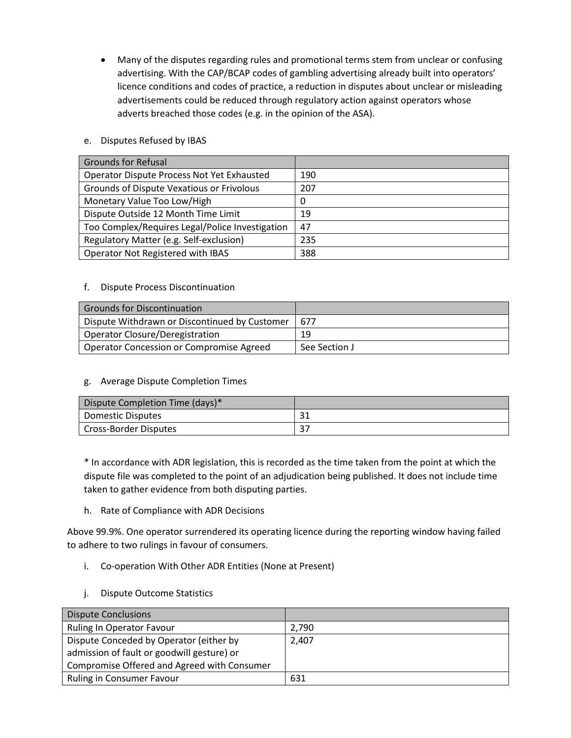- Many of the disputes regarding rules and promotional terms stem from unclear or confusing advertising. With the CAP/BCAP codes of gambling advertising already built into operators' licence conditions and codes of practice, a reduction in disputes about unclear or misleading advertisements could be reduced through regulatory action against operators whose adverts breached those codes (e.g. in the opinion of the ASA).

e. Disputes Refused by IBAS

| Grounds for Refusal | |
|---|---|
| Operator Dispute Process Not Yet Exhausted | 190 |
| Grounds of Dispute Vexatious or Frivolous | 207 |
| Monetary Value Too Low/High | 0 |
| Dispute Outside 12 Month Time Limit | 19 |
| Too Complex/Requires Legal/Police Investigation | 47 |
| Regulatory Matter (e.g. Self-exclusion) | 235 |
| Operator Not Registered with IBAS | 388 |

f. Dispute Process Discontinuation

| Grounds for Discontinuation | |
|---|---|
| Dispute Withdrawn or Discontinued by Customer | 677 |
| Operator Closure/Deregistration | 19 |
| Operator Concession or Compromise Agreed | See Section J |

g. Average Dispute Completion Times

| Dispute Completion Time (days)* | |
|---|---|
| Domestic Disputes | 31 |
| Cross-Border Disputes | 37 |

\* In accordance with ADR legislation, this is recorded as the time taken from the point at which the dispute file was completed to the point of an adjudication being published. It does not include time taken to gather evidence from both disputing parties.

h. Rate of Compliance with ADR Decisions

Above 99.9%. One operator surrendered its operating licence during the reporting window having failed to adhere to two rulings in favour of consumers.

i. Co-operation With Other ADR Entities (None at Present)

j. Dispute Outcome Statistics

| Dispute Conclusions | |
|---|---|
| Ruling In Operator Favour | 2,790 |
| Dispute Conceded by Operator (either by admission of fault or goodwill gesture) or Compromise Offered and Agreed with Consumer | 2,407 |
| Ruling in Consumer Favour | 631 |